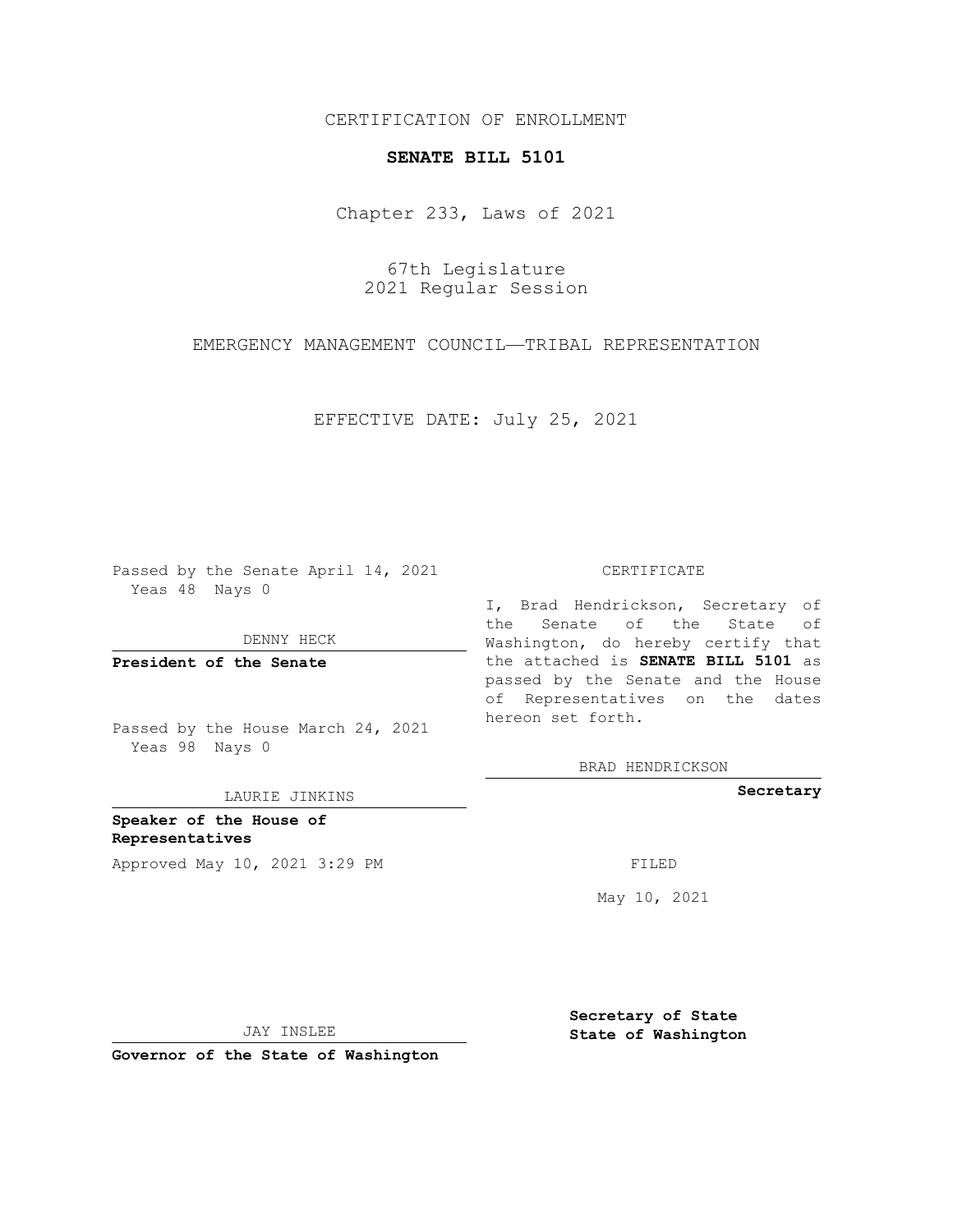CERTIFICATION OF ENROLLMENT

**SENATE BILL 5101**

Chapter 233, Laws of 2021

67th Legislature
2021 Regular Session

EMERGENCY MANAGEMENT COUNCIL—TRIBAL REPRESENTATION

EFFECTIVE DATE: July 25, 2021

Passed by the Senate April 14, 2021
Yeas 48 Nays 0

DENNY HECK

**President of the Senate**

Passed by the House March 24, 2021
Yeas 98 Nays 0

LAURIE JINKINS

**Speaker of the House of Representatives**

Approved May 10, 2021 3:29 PM

JAY INSLEE

**Governor of the State of Washington**

CERTIFICATE

I, Brad Hendrickson, Secretary of the Senate of the State of Washington, do hereby certify that the attached is **SENATE BILL 5101** as passed by the Senate and the House of Representatives on the dates hereon set forth.

BRAD HENDRICKSON

**Secretary**

FILED

May 10, 2021

**Secretary of State**
**State of Washington**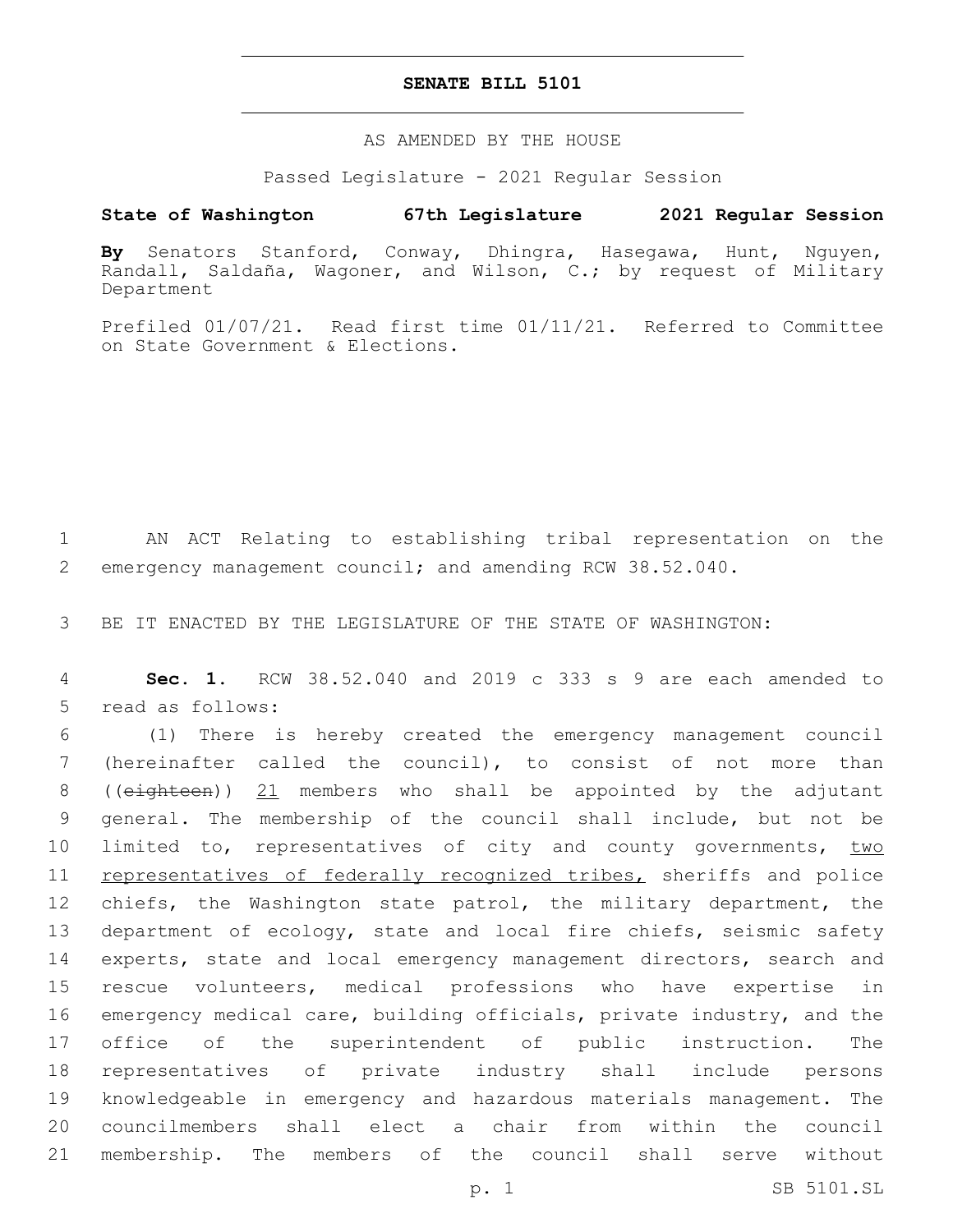# SENATE BILL 5101

AS AMENDED BY THE HOUSE

Passed Legislature - 2021 Regular Session

**State of Washington 67th Legislature 2021 Regular Session**

**By** Senators Stanford, Conway, Dhingra, Hasegawa, Hunt, Nguyen, Randall, Saldaña, Wagoner, and Wilson, C.; by request of Military Department

Prefiled 01/07/21. Read first time 01/11/21. Referred to Committee on State Government & Elections.

1 AN ACT Relating to establishing tribal representation on the
2 emergency management council; and amending RCW 38.52.040.

3 BE IT ENACTED BY THE LEGISLATURE OF THE STATE OF WASHINGTON:

4 **Sec. 1.** RCW 38.52.040 and 2019 c 333 s 9 are each amended to
5 read as follows:

6 (1) There is hereby created the emergency management council
7 (hereinafter called the council), to consist of not more than
8 ((~~eighteen~~)) <u>21</u> members who shall be appointed by the adjutant
9 general. The membership of the council shall include, but not be
10 limited to, representatives of city and county governments, <u>two</u>
11 <u>representatives of federally recognized tribes,</u> sheriffs and police
12 chiefs, the Washington state patrol, the military department, the
13 department of ecology, state and local fire chiefs, seismic safety
14 experts, state and local emergency management directors, search and
15 rescue volunteers, medical professions who have expertise in
16 emergency medical care, building officials, private industry, and the
17 office of the superintendent of public instruction. The
18 representatives of private industry shall include persons
19 knowledgeable in emergency and hazardous materials management. The
20 councilmembers shall elect a chair from within the council
21 membership. The members of the council shall serve without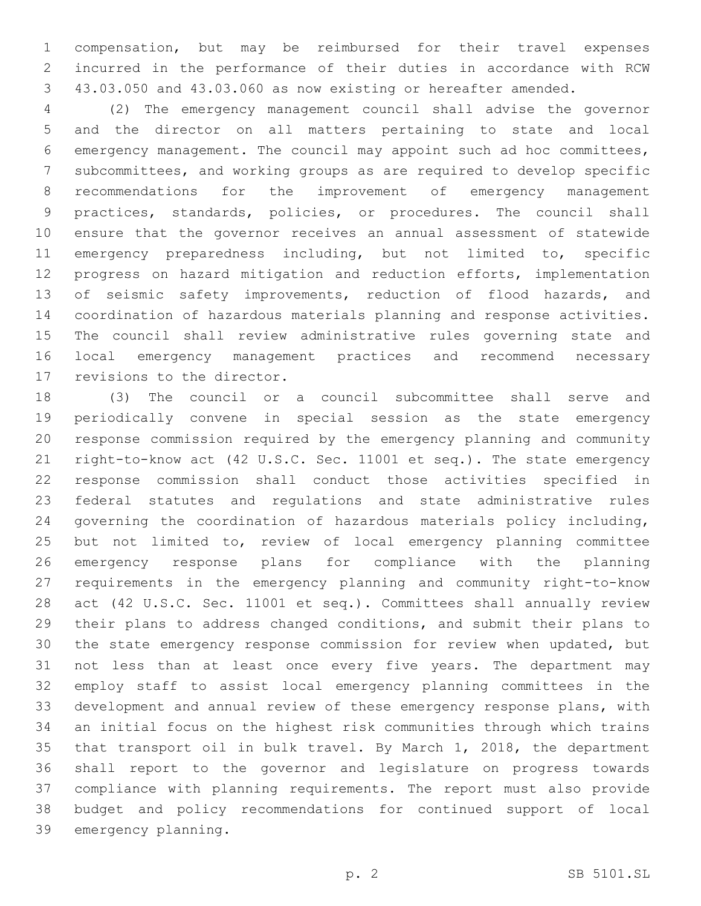compensation, but may be reimbursed for their travel expenses incurred in the performance of their duties in accordance with RCW 43.03.050 and 43.03.060 as now existing or hereafter amended.

(2) The emergency management council shall advise the governor and the director on all matters pertaining to state and local emergency management. The council may appoint such ad hoc committees, subcommittees, and working groups as are required to develop specific recommendations for the improvement of emergency management practices, standards, policies, or procedures. The council shall ensure that the governor receives an annual assessment of statewide emergency preparedness including, but not limited to, specific progress on hazard mitigation and reduction efforts, implementation of seismic safety improvements, reduction of flood hazards, and coordination of hazardous materials planning and response activities. The council shall review administrative rules governing state and local emergency management practices and recommend necessary revisions to the director.

(3) The council or a council subcommittee shall serve and periodically convene in special session as the state emergency response commission required by the emergency planning and community right-to-know act (42 U.S.C. Sec. 11001 et seq.). The state emergency response commission shall conduct those activities specified in federal statutes and regulations and state administrative rules governing the coordination of hazardous materials policy including, but not limited to, review of local emergency planning committee emergency response plans for compliance with the planning requirements in the emergency planning and community right-to-know act (42 U.S.C. Sec. 11001 et seq.). Committees shall annually review their plans to address changed conditions, and submit their plans to the state emergency response commission for review when updated, but not less than at least once every five years. The department may employ staff to assist local emergency planning committees in the development and annual review of these emergency response plans, with an initial focus on the highest risk communities through which trains that transport oil in bulk travel. By March 1, 2018, the department shall report to the governor and legislature on progress towards compliance with planning requirements. The report must also provide budget and policy recommendations for continued support of local emergency planning.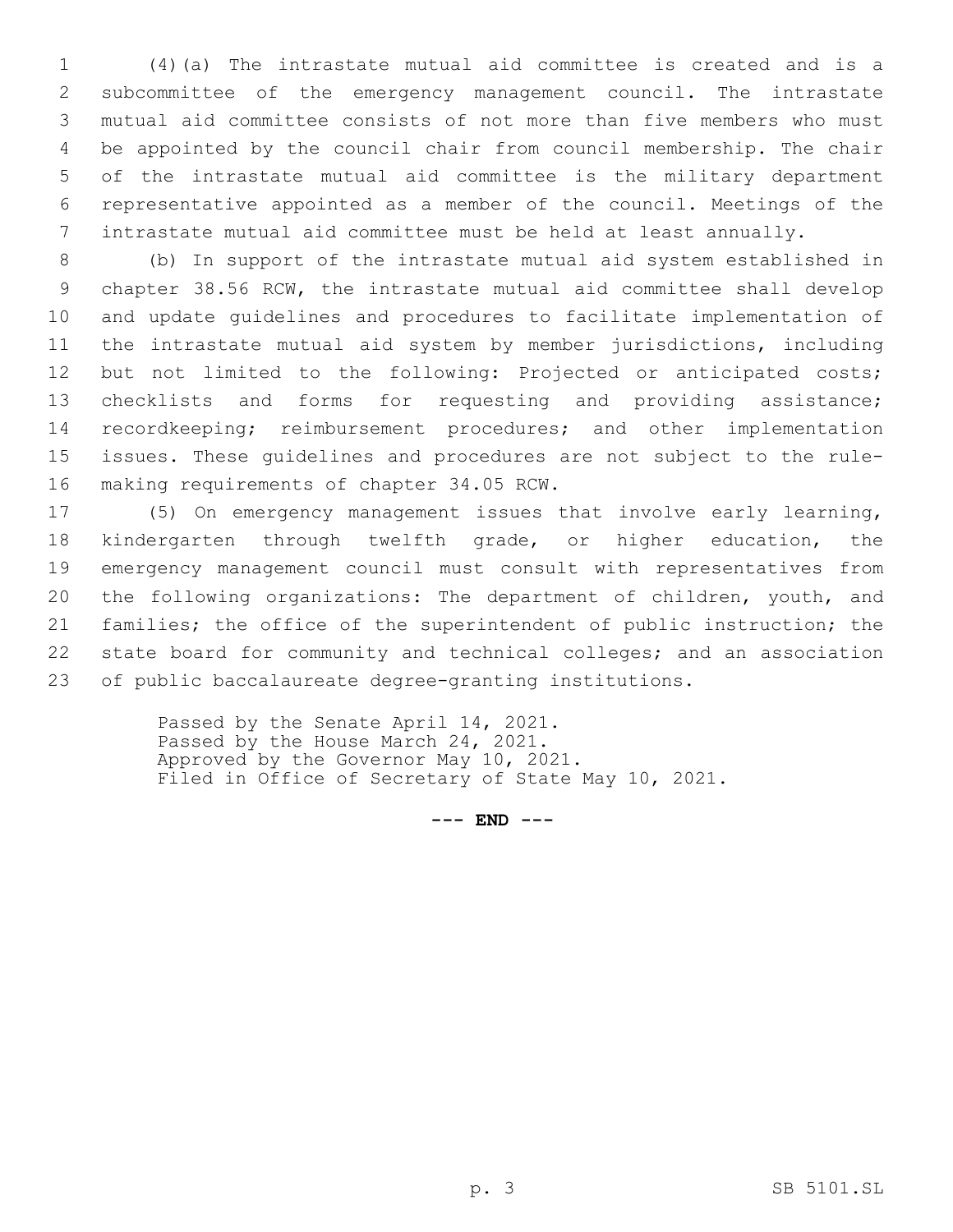(4)(a) The intrastate mutual aid committee is created and is a subcommittee of the emergency management council. The intrastate mutual aid committee consists of not more than five members who must be appointed by the council chair from council membership. The chair of the intrastate mutual aid committee is the military department representative appointed as a member of the council. Meetings of the intrastate mutual aid committee must be held at least annually.

(b) In support of the intrastate mutual aid system established in chapter 38.56 RCW, the intrastate mutual aid committee shall develop and update guidelines and procedures to facilitate implementation of the intrastate mutual aid system by member jurisdictions, including but not limited to the following: Projected or anticipated costs; checklists and forms for requesting and providing assistance; recordkeeping; reimbursement procedures; and other implementation issues. These guidelines and procedures are not subject to the rule-making requirements of chapter 34.05 RCW.

(5) On emergency management issues that involve early learning, kindergarten through twelfth grade, or higher education, the emergency management council must consult with representatives from the following organizations: The department of children, youth, and families; the office of the superintendent of public instruction; the state board for community and technical colleges; and an association of public baccalaureate degree-granting institutions.

Passed by the Senate April 14, 2021.
Passed by the House March 24, 2021.
Approved by the Governor May 10, 2021.
Filed in Office of Secretary of State May 10, 2021.

**--- END ---**